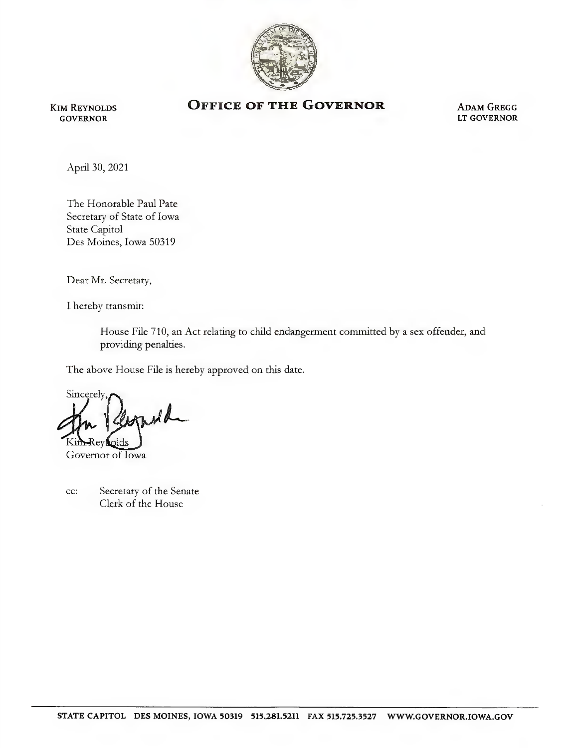KIM REYNOLDS
GOVERNOR

# OFFICE OF THE GOVERNOR

ADAM GREGG
LT GOVERNOR

April 30, 2021

The Honorable Paul Pate
Secretary of State of Iowa
State Capitol
Des Moines, Iowa 50319

Dear Mr. Secretary,

I hereby transmit:

> House File 710, an Act relating to child endangerment committed by a sex offender, and providing penalties.

The above House File is hereby approved on this date.

Sincerely,

Kim Reynolds
Governor of Iowa

cc: Secretary of the Senate
Clerk of the House

STATE CAPITOL DES MOINES, IOWA 50319 515.281.5211 FAX 515.725.3527 WWW.GOVERNOR.IOWA.GOV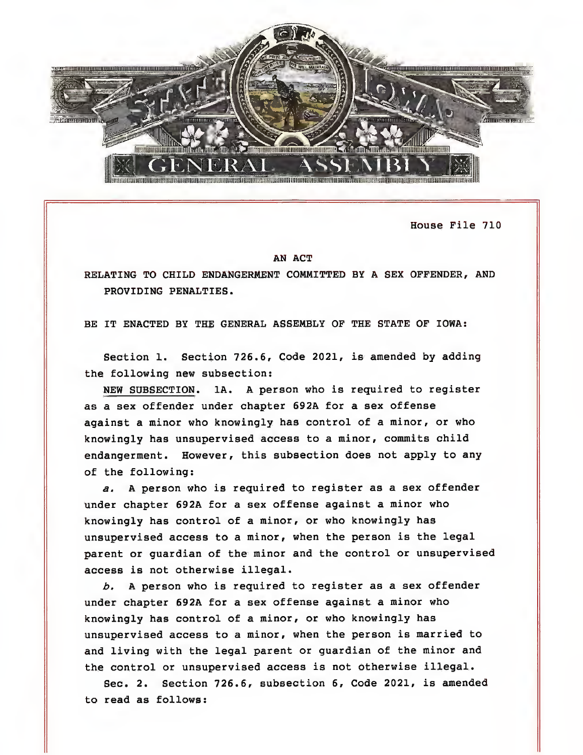House File 710

AN ACT

RELATING TO CHILD ENDANGERMENT COMMITTED BY A SEX OFFENDER, AND PROVIDING PENALTIES.

BE IT ENACTED BY THE GENERAL ASSEMBLY OF THE STATE OF IOWA:

Section 1. Section 726.6, Code 2021, is amended by adding the following new subsection:

NEW SUBSECTION. 1A. A person who is required to register as a sex offender under chapter 692A for a sex offense against a minor who knowingly has control of a minor, or who knowingly has unsupervised access to a minor, commits child endangerment. However, this subsection does not apply to any of the following:

*a.* A person who is required to register as a sex offender under chapter 692A for a sex offense against a minor who knowingly has control of a minor, or who knowingly has unsupervised access to a minor, when the person is the legal parent or guardian of the minor and the control or unsupervised access is not otherwise illegal.

*b.* A person who is required to register as a sex offender under chapter 692A for a sex offense against a minor who knowingly has control of a minor, or who knowingly has unsupervised access to a minor, when the person is married to and living with the legal parent or guardian of the minor and the control or unsupervised access is not otherwise illegal.

Sec. 2. Section 726.6, subsection 6, Code 2021, is amended to read as follows: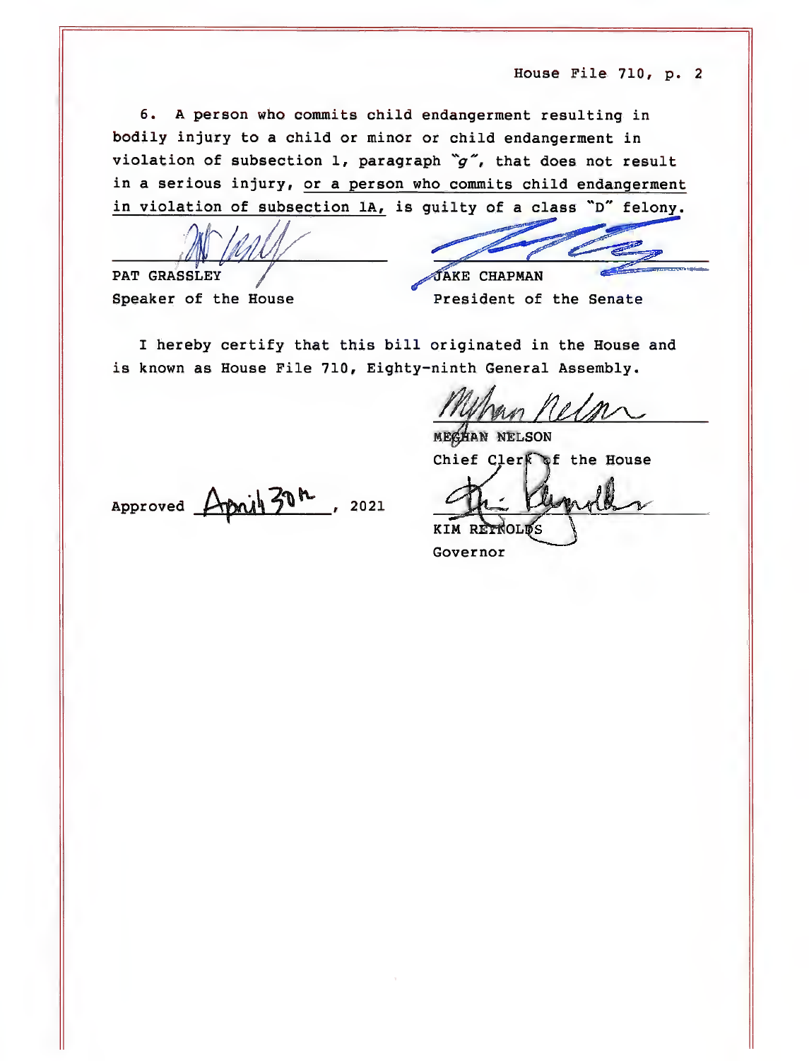6. A person who commits child endangerment resulting in bodily injury to a child or minor or child endangerment in violation of subsection 1, paragraph "g", that does not result in a serious injury, <u>or a person who commits child endangerment in violation of subsection 1A,</u> is guilty of a class "D" felony.

PAT GRASSLEY
Speaker of the House

JAKE CHAPMAN
President of the Senate

I hereby certify that this bill originated in the House and is known as House File 710, Eighty-ninth General Assembly.

MEGHAN NELSON
Chief Clerk of the House

Approved April 30th, 2021

KIM REYNOLDS
Governor